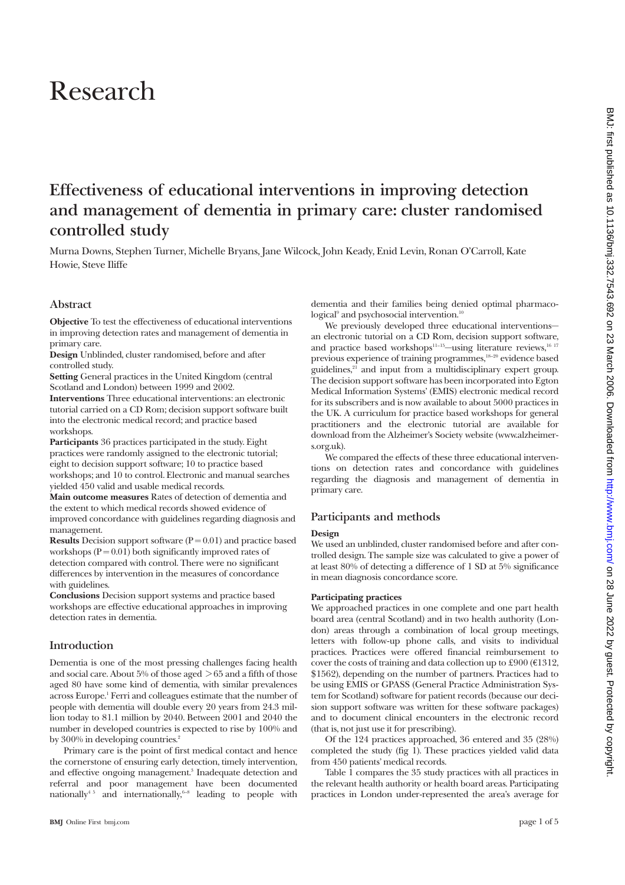# Research

## Effectiveness of educational interventions in improving detection and management of dementia in primary care: cluster randomised controlled study

Murna Downs, Stephen Turner, Michelle Bryans, Jane Wilcock, John Keady, Enid Levin, Ronan O'Carroll, Kate Howie, Steve Iliffe

### Abstract

**Objective** To test the effectiveness of educational interventions in improving detection rates and management of dementia in primary care.

**Design** Unblinded, cluster randomised, before and after controlled study.

**Setting** General practices in the United Kingdom (central Scotland and London) between 1999 and 2002.

**Interventions** Three educational interventions: an electronic tutorial carried on a CD Rom; decision support software built into the electronic medical record; and practice based workshops.

**Participants** 36 practices participated in the study. Eight practices were randomly assigned to the electronic tutorial; eight to decision support software; 10 to practice based workshops; and 10 to control. Electronic and manual searches yielded 450 valid and usable medical records.

**Main outcome measures** Rates of detection of dementia and the extent to which medical records showed evidence of improved concordance with guidelines regarding diagnosis and management.

**Results** Decision support software ($P=0.01$) and practice based workshops ($P=0.01$) both significantly improved rates of detection compared with control. There were no significant differences by intervention in the measures of concordance with guidelines.

**Conclusions** Decision support systems and practice based workshops are effective educational approaches in improving detection rates in dementia.

### Introduction

Dementia is one of the most pressing challenges facing health and social care. About 5% of those aged >65 and a fifth of those aged 80 have some kind of dementia, with similar prevalences across Europe.[1] Ferri and colleagues estimate that the number of people with dementia will double every 20 years from 24.3 million today to 81.1 million by 2040. Between 2001 and 2040 the number in developed countries is expected to rise by 100% and by 300% in developing countries.[2]

Primary care is the point of first medical contact and hence the cornerstone of ensuring early detection, timely intervention, and effective ongoing management.[3] Inadequate detection and referral and poor management have been documented nationally[4 5] and internationally,[6–8] leading to people with dementia and their families being denied optimal pharmacological[9] and psychosocial intervention.[10]

We previously developed three educational interventions—an electronic tutorial on a CD Rom, decision support software, and practice based workshops[11–15]—using literature reviews,[16 17] previous experience of training programmes,[18–20] evidence based guidelines,[21] and input from a multidisciplinary expert group. The decision support software has been incorporated into Egton Medical Information Systems' (EMIS) electronic medical record for its subscribers and is now available to about 5000 practices in the UK. A curriculum for practice based workshops for general practitioners and the electronic tutorial are available for download from the Alzheimer's Society website (www.alzheimers.org.uk).

We compared the effects of these three educational interventions on detection rates and concordance with guidelines regarding the diagnosis and management of dementia in primary care.

### Participants and methods

#### Design

We used an unblinded, cluster randomised before and after controlled design. The sample size was calculated to give a power of at least 80% of detecting a difference of 1 SD at 5% significance in mean diagnosis concordance score.

#### Participating practices

We approached practices in one complete and one part health board area (central Scotland) and in two health authority (London) areas through a combination of local group meetings, letters with follow-up phone calls, and visits to individual practices. Practices were offered financial reimbursement to cover the costs of training and data collection up to £900 (€1312, $1562), depending on the number of partners. Practices had to be using EMIS or GPASS (General Practice Administration System for Scotland) software for patient records (because our decision support software was written for these software packages) and to document clinical encounters in the electronic record (that is, not just use it for prescribing).

Of the 124 practices approached, 36 entered and 35 (28%) completed the study (fig 1). These practices yielded valid data from 450 patients' medical records.

Table 1 compares the 35 study practices with all practices in the relevant health authority or health board areas. Participating practices in London under-represented the area's average for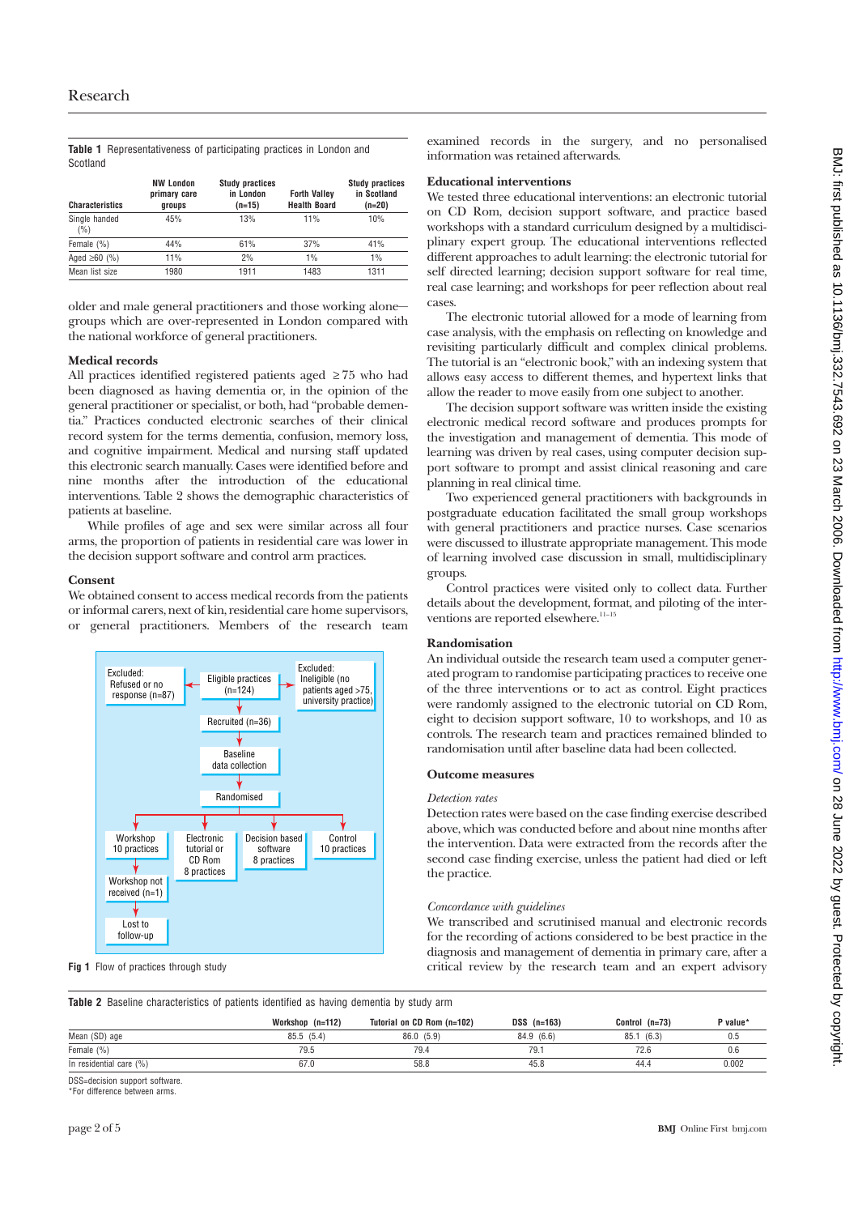**Table 1** Representativeness of participating practices in London and Scotland

| Characteristics | NW London primary care groups | Study practices in London (n=15) | Forth Valley Health Board | Study practices in Scotland (n=20) |
|---|---|---|---|---|
| Single handed (%) | 45% | 13% | 11% | 10% |
| Female (%) | 44% | 61% | 37% | 41% |
| Aged ≥60 (%) | 11% | 2% | 1% | 1% |
| Mean list size | 1980 | 1911 | 1483 | 1311 |

older and male general practitioners and those working alone—groups which are over-represented in London compared with the national workforce of general practitioners.

### Medical records

All practices identified registered patients aged ≥75 who had been diagnosed as having dementia or, in the opinion of the general practitioner or specialist, or both, had "probable dementia." Practices conducted electronic searches of their clinical record system for the terms dementia, confusion, memory loss, and cognitive impairment. Medical and nursing staff updated this electronic search manually. Cases were identified before and nine months after the introduction of the educational interventions. Table 2 shows the demographic characteristics of patients at baseline.

While profiles of age and sex were similar across all four arms, the proportion of patients in residential care was lower in the decision support software and control arm practices.

### Consent

We obtained consent to access medical records from the patients or informal carers, next of kin, residential care home supervisors, or general practitioners. Members of the research team examined records in the surgery, and no personalised information was retained afterwards.

Excluded: Refused or no response (n=87)
Eligible practices (n=124)
Excluded: Ineligible (no patients aged >75, university practice)
Recruited (n=36)
Baseline data collection
Randomised
Workshop 10 practices
Electronic tutorial or CD Rom 8 practices
Decision based software 8 practices
Control 10 practices
Workshop not received (n=1)
Lost to follow-up

**Fig 1** Flow of practices through study

### Educational interventions

We tested three educational interventions: an electronic tutorial on CD Rom, decision support software, and practice based workshops with a standard curriculum designed by a multidisciplinary expert group. The educational interventions reflected different approaches to adult learning: the electronic tutorial for self directed learning; decision support software for real time, real case learning; and workshops for peer reflection about real cases.

The electronic tutorial allowed for a mode of learning from case analysis, with the emphasis on reflecting on knowledge and revisiting particularly difficult and complex clinical problems. The tutorial is an "electronic book," with an indexing system that allows easy access to different themes, and hypertext links that allow the reader to move easily from one subject to another.

The decision support software was written inside the existing electronic medical record software and produces prompts for the investigation and management of dementia. This mode of learning was driven by real cases, using computer decision support software to prompt and assist clinical reasoning and care planning in real clinical time.

Two experienced general practitioners with backgrounds in postgraduate education facilitated the small group workshops with general practitioners and practice nurses. Case scenarios were discussed to illustrate appropriate management. This mode of learning involved case discussion in small, multidisciplinary groups.

Control practices were visited only to collect data. Further details about the development, format, and piloting of the interventions are reported elsewhere.[11-15]

### Randomisation

An individual outside the research team used a computer generated program to randomise participating practices to receive one of the three interventions or to act as control. Eight practices were randomly assigned to the electronic tutorial on CD Rom, eight to decision support software, 10 to workshops, and 10 as controls. The research team and practices remained blinded to randomisation until after baseline data had been collected.

### Outcome measures

#### *Detection rates*

Detection rates were based on the case finding exercise described above, which was conducted before and about nine months after the intervention. Data were extracted from the records after the second case finding exercise, unless the patient had died or left the practice.

#### *Concordance with guidelines*

We transcribed and scrutinised manual and electronic records for the recording of actions considered to be best practice in the diagnosis and management of dementia in primary care, after a critical review by the research team and an expert advisory

**Table 2** Baseline characteristics of patients identified as having dementia by study arm

| | Workshop (n=112) | Tutorial on CD Rom (n=102) | DSS (n=163) | Control (n=73) | P value* |
|---|---|---|---|---|---|
| Mean (SD) age | 85.5 (5.4) | 86.0 (5.9) | 84.9 (6.6) | 85.1 (6.3) | 0.5 |
| Female (%) | 79.5 | 79.4 | 79.1 | 72.6 | 0.6 |
| In residential care (%) | 67.0 | 58.8 | 45.8 | 44.4 | 0.002 |

DSS=decision support software.
*For difference between arms.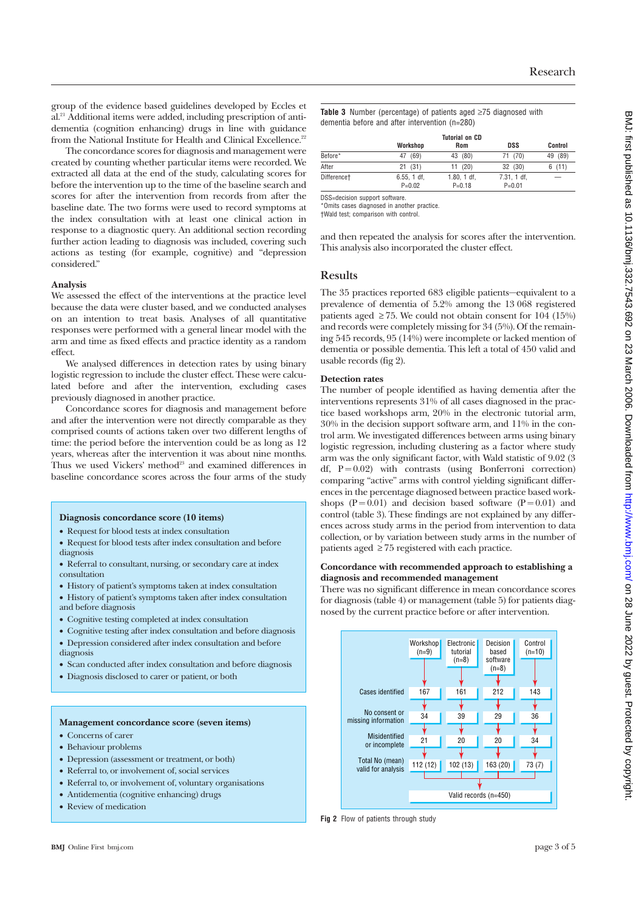group of the evidence based guidelines developed by Eccles et al.[21] Additional items were added, including prescription of antidementia (cognition enhancing) drugs in line with guidance from the National Institute for Health and Clinical Excellence.[22]

The concordance scores for diagnosis and management were created by counting whether particular items were recorded. We extracted all data at the end of the study, calculating scores for before the intervention up to the time of the baseline search and scores for after the intervention from records from after the baseline date. The two forms were used to record symptoms at the index consultation with at least one clinical action in response to a diagnostic query. An additional section recording further action leading to diagnosis was included, covering such actions as testing (for example, cognitive) and "depression considered."

### Analysis

We assessed the effect of the interventions at the practice level because the data were cluster based, and we conducted analyses on an intention to treat basis. Analyses of all quantitative responses were performed with a general linear model with the arm and time as fixed effects and practice identity as a random effect.

We analysed differences in detection rates by using binary logistic regression to include the cluster effect. These were calculated before and after the intervention, excluding cases previously diagnosed in another practice.

Concordance scores for diagnosis and management before and after the intervention were not directly comparable as they comprised counts of actions taken over two different lengths of time: the period before the intervention could be as long as 12 years, whereas after the intervention it was about nine months. Thus we used Vickers' method[23] and examined differences in baseline concordance scores across the four arms of the study and then repeated the analysis for scores after the intervention. This analysis also incorporated the cluster effect.

**Diagnosis concordance score (10 items)**

- Request for blood tests at index consultation
- Request for blood tests after index consultation and before diagnosis
- Referral to consultant, nursing, or secondary care at index consultation
- History of patient's symptoms taken at index consultation
- History of patient's symptoms taken after index consultation and before diagnosis
- Cognitive testing completed at index consultation
- Cognitive testing after index consultation and before diagnosis
- Depression considered after index consultation and before diagnosis
- Scan conducted after index consultation and before diagnosis
- Diagnosis disclosed to carer or patient, or both

**Management concordance score (seven items)**

- Concerns of carer
- Behaviour problems
- Depression (assessment or treatment, or both)
- Referral to, or involvement of, social services
- Referral to, or involvement of, voluntary organisations
- Antidementia (cognitive enhancing) drugs
- Review of medication

**Table 3** Number (percentage) of patients aged ≥75 diagnosed with dementia before and after intervention (n=280)

| | Workshop | Tutorial on CD Rom | DSS | Control |
|---|---|---|---|---|
| Before* | 47 (69) | 43 (80) | 71 (70) | 49 (89) |
| After | 21 (31) | 11 (20) | 32 (30) | 6 (11) |
| Difference† | 6.55, 1 df, P=0.02 | 1.80, 1 df, P=0.18 | 7.31, 1 df, P=0.01 | — |

DSS=decision support software.
*Omits cases diagnosed in another practice.
†Wald test; comparison with control.

## Results

The 35 practices reported 683 eligible patients—equivalent to a prevalence of dementia of 5.2% among the 13 068 registered patients aged ≥75. We could not obtain consent for 104 (15%) and records were completely missing for 34 (5%). Of the remaining 545 records, 95 (14%) were incomplete or lacked mention of dementia or possible dementia. This left a total of 450 valid and usable records (fig 2).

### Detection rates

The number of people identified as having dementia after the interventions represents 31% of all cases diagnosed in the practice based workshops arm, 20% in the electronic tutorial arm, 30% in the decision support software arm, and 11% in the control arm. We investigated differences between arms using binary logistic regression, including clustering as a factor where study arm was the only significant factor, with Wald statistic of 9.02 (3 df, P=0.02) with contrasts (using Bonferroni correction) comparing "active" arms with control yielding significant differences in the percentage diagnosed between practice based workshops (P=0.01) and decision based software (P=0.01) and control (table 3). These findings are not explained by any differences across study arms in the period from intervention to data collection, or by variation between study arms in the number of patients aged ≥75 registered with each practice.

### Concordance with recommended approach to establishing a diagnosis and recommended management

There was no significant difference in mean concordance scores for diagnosis (table 4) or management (table 5) for patients diagnosed by the current practice before or after intervention.

Workshop (n=9)
Electronic tutorial (n=8)
Decision based software (n=8)
Control (n=10)

Cases identified: 167, 161, 212, 143
No consent or missing information: 34, 39, 29, 36
Misidentified or incomplete: 21, 20, 20, 34
Total No (mean) valid for analysis: 112 (12), 102 (13), 163 (20), 73 (7)

Valid records (n=450)

**Fig 2** Flow of patients through study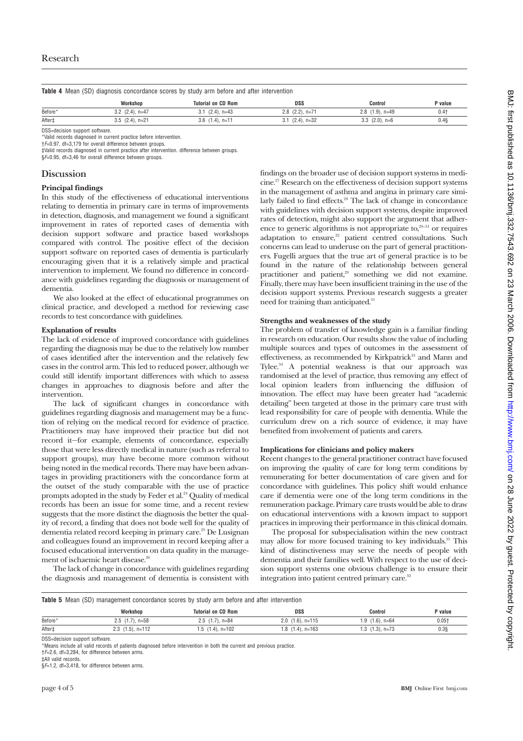**Table 4** Mean (SD) diagnosis concordance scores by study arm before and after intervention

| | Workshop | Tutorial on CD Rom | DSS | Control | P value |
|---|---|---|---|---|---|
| Before* | 3.2 (2.4), n=47 | 3.1 (2.4), n=43 | 2.8 (2.2), n=71 | 2.8 (1.9), n=49 | 0.4† |
| After‡ | 3.5 (2.4), n=21 | 3.6 (1.4), n=11 | 3.1 (2.4), n=32 | 3.3 (2.0), n=6 | 0.4§ |

DSS=decision support software.
*Valid records diagnosed in current practice before intervention.
†$F$=0.97, df=3,179 for overall difference between groups.
‡Valid records diagnosed in current practice after intervention. difference between groups.
§$F$=0.95, df=3,46 for overall difference between groups.

## Discussion

### Principal findings

In this study of the effectiveness of educational interventions relating to dementia in primary care in terms of improvements in detection, diagnosis, and management we found a significant improvement in rates of reported cases of dementia with decision support software and practice based workshops compared with control. The positive effect of the decision support software on reported cases of dementia is particularly encouraging given that it is a relatively simple and practical intervention to implement. We found no difference in concordance with guidelines regarding the diagnosis or management of dementia.

We also looked at the effect of educational programmes on clinical practice, and developed a method for reviewing case records to test concordance with guidelines.

### Explanation of results

The lack of evidence of improved concordance with guidelines regarding the diagnosis may be due to the relatively low number of cases identified after the intervention and the relatively few cases in the control arm. This led to reduced power, although we could still identify important differences with which to assess changes in approaches to diagnosis before and after the intervention.

The lack of significant changes in concordance with guidelines regarding diagnosis and management may be a function of relying on the medical record for evidence of practice. Practitioners may have improved their practice but did not record it—for example, elements of concordance, especially those that were less directly medical in nature (such as referral to support groups), may have become more common without being noted in the medical records. There may have been advantages in providing practitioners with the concordance form at the outset of the study comparable with the use of practice prompts adopted in the study by Feder et al.[24] Quality of medical records has been an issue for some time, and a recent review suggests that the more distinct the diagnosis the better the quality of record, a finding that does not bode well for the quality of dementia related record keeping in primary care.[25] De Lusignan and colleagues found an improvement in record keeping after a focused educational intervention on data quality in the management of ischaemic heart disease.[26]

The lack of change in concordance with guidelines regarding the diagnosis and management of dementia is consistent with findings on the broader use of decision support systems in medicine.[27] Research on the effectiveness of decision support systems in the management of asthma and angina in primary care similarly failed to find effects.[28] The lack of change in concordance with guidelines with decision support systems, despite improved rates of detection, might also support the argument that adherence to generic algorithms is not appropriate to,[29-31] or requires adaptation to ensure,[32] patient centred consultations. Such concerns can lead to underuse on the part of general practitioners. Fugelli argues that the true art of general practice is to be found in the nature of the relationship between general practitioner and patient,[29] something we did not examine. Finally, there may have been insufficient training in the use of the decision support systems. Previous research suggests a greater need for training than anticipated.[31]

### Strengths and weaknesses of the study

The problem of transfer of knowledge gain is a familiar finding in research on education. Our results show the value of including multiple sources and types of outcomes in the assessment of effectiveness, as recommended by Kirkpatrick[33] and Mann and Tylee.[34] A potential weakness is that our approach was randomised at the level of practice, thus removing any effect of local opinion leaders from influencing the diffusion of innovation. The effect may have been greater had "academic detailing" been targeted at those in the primary care trust with lead responsibility for care of people with dementia. While the curriculum drew on a rich source of evidence, it may have benefited from involvement of patients and carers.

### Implications for clinicians and policy makers

Recent changes to the general practitioner contract have focused on improving the quality of care for long term conditions by remunerating for better documentation of care given and for concordance with guidelines. This policy shift would enhance care if dementia were one of the long term conditions in the remuneration package. Primary care trusts would be able to draw on educational interventions with a known impact to support practices in improving their performance in this clinical domain.

The proposal for subspecialisation within the new contract may allow for more focused training to key individuals.[35] This kind of distinctiveness may serve the needs of people with dementia and their families well. With respect to the use of decision support systems one obvious challenge is to ensure their integration into patient centred primary care.[32]

**Table 5** Mean (SD) management concordance scores by study arm before and after intervention

| | Workshop | Tutorial on CD Rom | DSS | Control | P value |
|---|---|---|---|---|---|
| Before* | 2.5 (1.7), n=58 | 2.5 (1.7), n=84 | 2.0 (1.6), n=115 | 1.9 (1.6), n=64 | 0.05† |
| After‡ | 2.3 (1.5), n=112 | 1.5 (1.4), n=102 | 1.8 (1.4), n=163 | 1.3 (1.3), n=73 | 0.3§ |

DSS=decision support software.
*Means include all valid records of patients diagnosed before intervention in both the current and previous practice.
†$F$=2.6, df=3,284, for difference between arms.
‡All valid records.
§$F$=1.2, df=3,418, for difference between arms.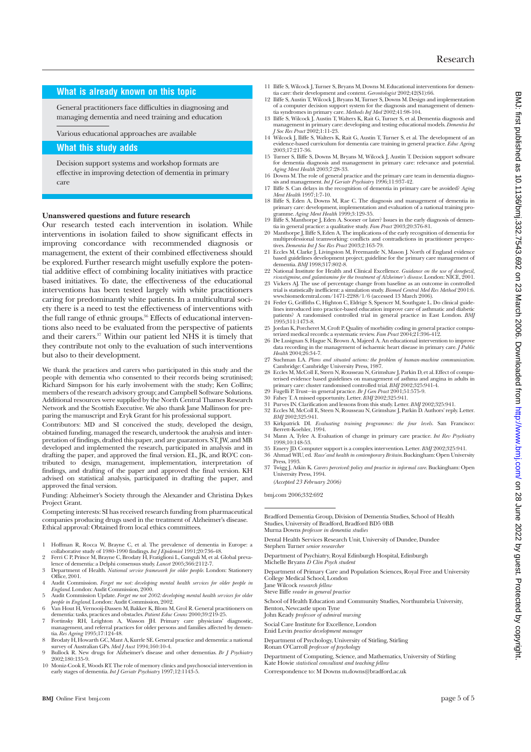## What is already known on this topic

General practitioners face difficulties in diagnosing and managing dementia and need training and education

Various educational approaches are available

## What this study adds

Decision support systems and workshop formats are effective in improving detection of dementia in primary care

**Unanswered questions and future research**

Our research tested each intervention in isolation. While interventions in isolation failed to show significant effects in improving concordance with recommended diagnosis or management, the extent of their combined effectiveness should be explored. Further research might usefully explore the potential additive effect of combining locality initiatives with practice based initiatives. To date, the effectiveness of the educational interventions has been tested largely with white practitioners caring for predominantly white patients. In a multicultural society there is a need to test the effectiveness of interventions with the full range of ethnic groups.[36] Effects of educational interventions also need to be evaluated from the perspective of patients and their carers.[37] Within our patient led NHS it is timely that they contribute not only to the evaluation of such interventions but also to their development.

We thank the practices and carers who participated in this study and the people with dementia who consented to their records being scrutinised; Richard Simpson for his early involvement with the study; Ken Collins; members of the research advisory group; and Campbell Software Solutions. Additional resources were supplied by the North Central Thames Research Network and the Scottish Executive. We also thank Jane Mallinson for preparing the manuscript and Eryk Grant for his professional support.

Contributors: MD and SI conceived the study, developed the design, obtained funding, managed the research, undertook the analysis and interpretation of findings, drafted this paper, and are guarantors. ST, JW, and MB developed and implemented the research, participated in analysis and in drafting the paper, and approved the final version. EL, JK, and RO'C contributed to design, management, implementation, interpretation of findings, and drafting of the paper and approved the final version. KH advised on statistical analysis, participated in drafting the paper, and approved the final version.

Funding: Alzheimer's Society through the Alexander and Christina Dykes Project Grant.

Competing interests: SI has received research funding from pharmaceutical companies producing drugs used in the treatment of Alzheimer's disease.

Ethical approval: Obtained from local ethics committees.

1 Hoffman R, Rocca W, Brayne C, et al. The prevalence of dementia in Europe: a collaborative study of 1980-1990 findings. *Int J Epidemiol* 1991;20:736-48.
2 Ferri C P, Prince M, Brayne C, Brodaty H, Fratiglioni L, Ganguli M, et al. Global prevalence of dementia: a Delphi consensus study. *Lancet* 2005;366:2112-7.
3 Department of Health. *National service framework for older people*. London: Stationery Office, 2001.
4 Audit Commission. *Forget me not: developing mental health services for older people in England*. London: Audit Commission, 2000.
5 Audit Commission Update. *Forget me not 2002: developing mental health services for older people in England*. London: Audit Commission, 2002.
6 Van Hout H, Vernooij-Dassen M, Bakker K, Blom M, Grol R. General practitioners on dementia: tasks, practices and obstacles. *Patient Educ Couns* 2000;39:219-25.
7 Fortinsky RH, Leighton A, Wasson JH. Primary care physicians' diagnostic, management, and referral practices for older persons and families affected by dementia. *Res Ageing* 1995;17:124-48.
8 Brodaty H, Howarth GC, Mant A, Kurrle SE. General practice and dementia: a national survey of Australian GPs. *Med J Aust* 1994;160:10-4.
9 Bullock R. New drugs for Alzheimer's disease and other dementias. *Br J Psychiatry* 2002;180:135-9.
10 Moniz-Cook E, Woods RT. The role of memory clinics and psychosocial intervention in early stages of dementia. *Int J Geriatr Psychiatry* 1997;12:1143-5.
11 Iliffe S, Wilcock J, Turner S, Bryans M, Downs M. Educational interventions for dementia care: their development and content. *Gerontologist* 2002;42(S1):66.
12 Iliffe S, Austin T, Wilcock J, Bryans M, Turner S, Downs M. Design and implementation of a computer decision support system for the diagnosis and management of dementia syndromes in primary care. *Methods Inf Med* 2002;41:98-104.
13 Iliffe S, Wilcock J, Austin T, Walters K, Rait G, Turner S, et al. Dementia diagnosis and management in primary care: developing and testing educational models. *Dementia Int J Soc Res Pract* 2002;1:11-23.
14 Wilcock J, Iliffe S, Walters K, Rait G, Austin T, Turner S, et al. The development of an evidence-based curriculum for dementia care training in general practice. *Educ Ageing* 2003;17:217-36.
15 Turner S, Iliffe S, Downs M, Bryans M, Wilcock J, Austin T. Decision support software for dementia diagnosis and management in primary care: relevance and potential. *Aging Ment Health* 2003;7:28-33.
16 Downs M. The role of general practice and the primary care team in dementia diagnosis and management. *Int J Geriatr Psychiatry* 1996;11:937-42.
17 Iliffe S. Can delays in the recognition of dementia in primary care be avoided? *Aging Ment Health* 1997;1:7-10.
18 Iliffe S, Eden A, Downs M, Rae C. The diagnosis and management of dementia in primary care: development, implementation and evaluation of a national training programme. *Aging Ment Health* 1999;3:129-35.
19 Iliffe S, Manthorpe J, Eden A. Sooner or later? Issues in the early diagnosis of dementia in general practice: a qualitative study. *Fam Pract* 2003;20:376-81.
20 Manthorpe J, Iliffe S, Eden A. The implications of the early recognition of dementia for multiprofessional teamworking: conflicts and contradictions in practitioner perspectives. *Dementia Int J Soc Res Pract* 2003;2:163-79.
21 Eccles M, Clarke J, Livingston M, Freemantle N, Mason J. North of England evidence based guidelines development project; guideline for the primary care management of dementia. *BMJ* 1998;317:802-8.
22 National Institute for Health and Clinical Excellence. *Guidance on the use of donepezil, rivastigmine, and galantamine for the treatment of Alzheimer's disease*. London: NICE, 2001.
23 Vickers AJ. The use of percentage change from baseline as an outcome in controlled trial is statistically inefficient: a simulation study. *Biomed Central Med Res Method* 2001:6. www.biomedcentral.com/1471-2288/1/6 (accessed 13 March 2006).
24 Feder G, Griffiths C, Highton C, Eldrige S, Spencer M, Southgate L. Do clinical guidelines introduced into practice-based education improve care of asthmatic and diabetic patients? A randomised controlled trial in general practice in East London. *BMJ* 1995;311:1473-8.
25 Jordan K, Porcheret M, Croft P. Quality of morbidity coding in general practice computerized medical records: a systematic review. *Fam Pract* 2004;21:396-412.
26 De Lusignan S, Hague N, Brown A, Majeed A. An educational intervention to improve data recording in the management of ischaemic heart disease in primary care. *J Public Health* 2004;26:34-7.
27 Suchman LA. *Plans and situated actions: the problem of human-machine communication*. Cambridge: Cambridge University Press, 1987.
28 Eccles M, McColl E, Steen N, Rousseau N, Grimshaw J, Parkin D, et al. Effect of computerised evidence based guidelines on management of asthma and angina in adults in primary care: cluster randomised controlled trial. *BMJ* 2002;325:941-4.
29 Fugelli P. Trust—in general practice. *Br J Gen Pract* 2001;51:575-9.
30 Fahey T. A missed opportunity. Letter. *BMJ* 2002;325:941.
31 Purves IN. Clarification and lessons from this study. Letter. *BMJ* 2002;325:941.
32 Eccles M, McColl E, Steen N, Rousseau N, Grimshaw J, Parkin D. Authors' reply. Letter. *BMJ* 2002;325:941.
33 Kirkpatrick DI. *Evaluating training programmes: the four levels*. San Francisco: Berrett-Koehler, 1994.
34 Mann A, Tylee A. Evaluation of change in primary care practice. *Int Rev Psychiatry* 1998;10:148-53.
35 Emery JD. Computer support is a complex intervention. Letter. *BMJ* 2002;325:941.
36 Ahmad WIU, ed. *'Race' and health in contemporary Britain*. Buckingham: Open University Press, 1993.
37 Twigg J, Atkin K. *Carers perceived: policy and practice in informal care*. Buckingham: Open University Press, 1994.

*(Accepted 23 February 2006)*

bmj.com 2006;332:692

Bradford Dementia Group, Division of Dementia Studies, School of Health Studies, University of Bradford, Bradford BD5 0BB
Murna Downs *professor in dementia studies*

Dental Health Services Research Unit, University of Dundee, Dundee
Stephen Turner *senior researcher*

Department of Psychiatry, Royal Edinburgh Hospital, Edinburgh
Michelle Bryans *D Clin Psych student*

Department of Primary Care and Population Sciences, Royal Free and University College Medical School, London
Jane Wilcock *research fellow*
Steve Iliffe *reader in general practice*

School of Health Education and Community Studies, Northumbria University, Benton, Newcastle upon Tyne
John Keady *professor of admiral nursing*

Social Care Institute for Excellence, London
Enid Levin *practice development manager*

Department of Psychology, University of Stirling, Stirling
Ronan O'Carroll *professor of psychology*

Department of Computing, Science, and Mathematics, University of Stirling
Kate Howie *statistical consultant and teaching fellow*

Correspondence to: M Downs m.downs@bradford.ac.uk